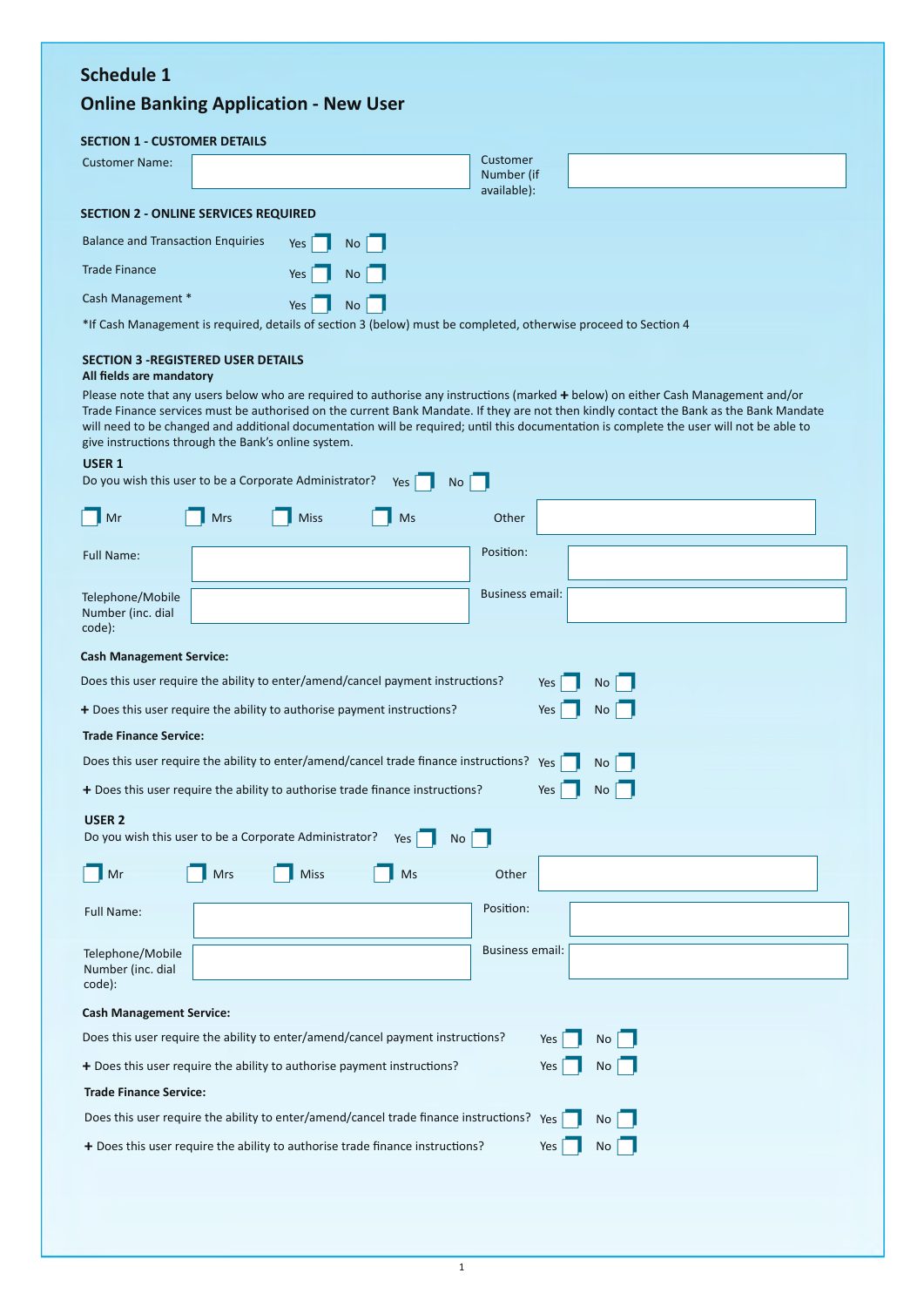# Schedule 1

## Online Banking Application - New User

### SECTION 1 - CUSTOMER DETAILS

| Customer Name: | | Customer Number (if available): | |
|---|---|---|---|

### SECTION 2 - ONLINE SERVICES REQUIRED

| | | |
|---|---|---|
| Balance and Transaction Enquiries | Yes ☐ | No ☐ |
| Trade Finance | Yes ☐ | No ☐ |
| Cash Management * | Yes ☐ | No ☐ |

*If Cash Management is required, details of section 3 (below) must be completed, otherwise proceed to Section 4

### SECTION 3 -REGISTERED USER DETAILS

**All fields are mandatory**

Please note that any users below who are required to authorise any instructions (marked **+** below) on either Cash Management and/or Trade Finance services must be authorised on the current Bank Mandate. If they are not then kindly contact the Bank as the Bank Mandate will need to be changed and additional documentation will be required; until this documentation is complete the user will not be able to give instructions through the Bank's online system.

**USER 1**

Do you wish this user to be a Corporate Administrator? Yes ☐ No ☐

☐ Mr ☐ Mrs ☐ Miss ☐ Ms Other

| Full Name: | | Position: | |
|---|---|---|---|
| Telephone/Mobile Number (inc. dial code): | | Business email: | |

**Cash Management Service:**

| | | |
|---|---|---|
| Does this user require the ability to enter/amend/cancel payment instructions? | Yes ☐ | No ☐ |
| **+** Does this user require the ability to authorise payment instructions? | Yes ☐ | No ☐ |

**Trade Finance Service:**

| | | |
|---|---|---|
| Does this user require the ability to enter/amend/cancel trade finance instructions? | Yes ☐ | No ☐ |
| **+** Does this user require the ability to authorise trade finance instructions? | Yes ☐ | No ☐ |

**USER 2**

Do you wish this user to be a Corporate Administrator? Yes ☐ No ☐

☐ Mr ☐ Mrs ☐ Miss ☐ Ms Other

| Full Name: | | Position: | |
|---|---|---|---|
| Telephone/Mobile Number (inc. dial code): | | Business email: | |

**Cash Management Service:**

| | | |
|---|---|---|
| Does this user require the ability to enter/amend/cancel payment instructions? | Yes ☐ | No ☐ |
| **+** Does this user require the ability to authorise payment instructions? | Yes ☐ | No ☐ |

**Trade Finance Service:**

| | | |
|---|---|---|
| Does this user require the ability to enter/amend/cancel trade finance instructions? | Yes ☐ | No ☐ |
| **+** Does this user require the ability to authorise trade finance instructions? | Yes ☐ | No ☐ |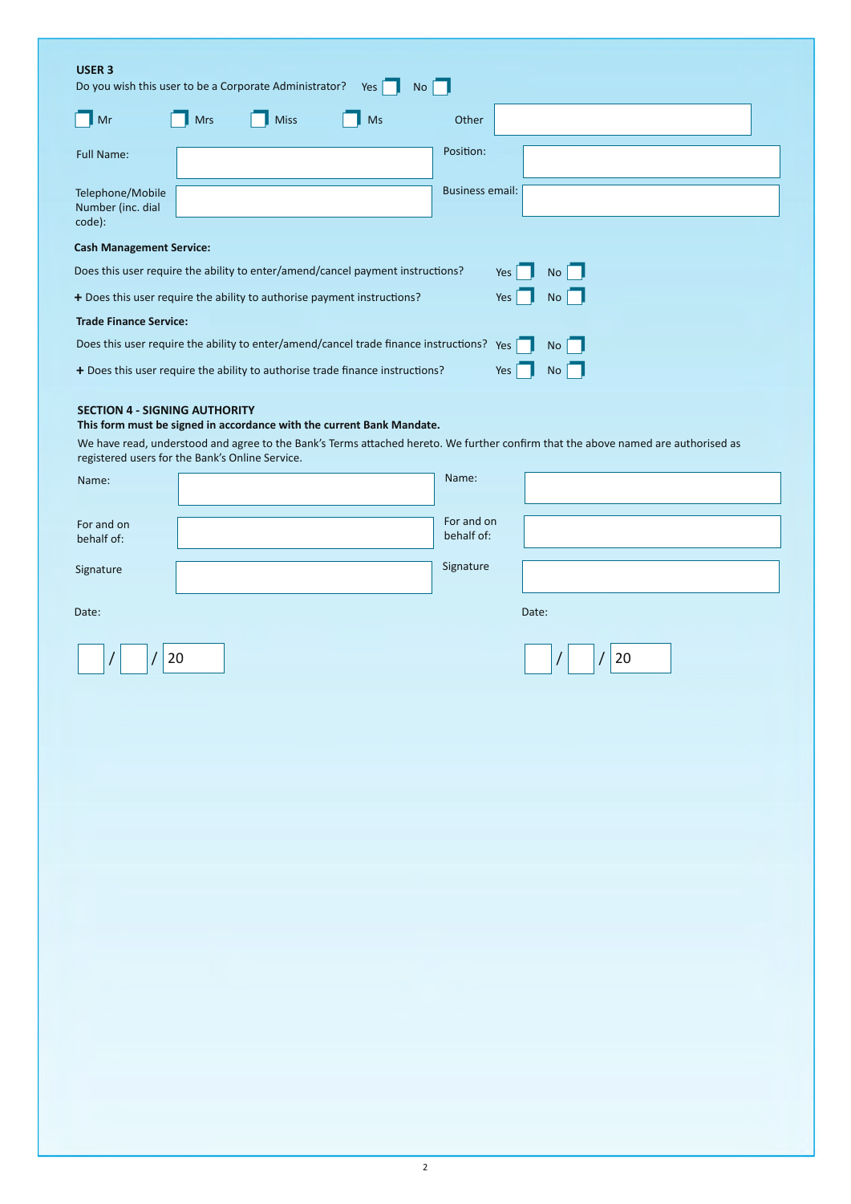**USER 3**

Do you wish this user to be a Corporate Administrator? Yes ☐ No ☐

☐ Mr ☐ Mrs ☐ Miss ☐ Ms Other

Full Name:

Position:

Telephone/Mobile Number (inc. dial code):

Business email:

**Cash Management Service:**

Does this user require the ability to enter/amend/cancel payment instructions? Yes ☐ No ☐

**+** Does this user require the ability to authorise payment instructions? Yes ☐ No ☐

**Trade Finance Service:**

Does this user require the ability to enter/amend/cancel trade finance instructions? Yes ☐ No ☐

**+** Does this user require the ability to authorise trade finance instructions? Yes ☐ No ☐

## SECTION 4 - SIGNING AUTHORITY

**This form must be signed in accordance with the current Bank Mandate.**

We have read, understood and agree to the Bank's Terms attached hereto. We further confirm that the above named are authorised as registered users for the Bank's Online Service.

| | |
|---|---|
| Name: | Name: |
| For and on behalf of: | For and on behalf of: |
| Signature | Signature |
| Date: / / 20 | Date: / / 20 |